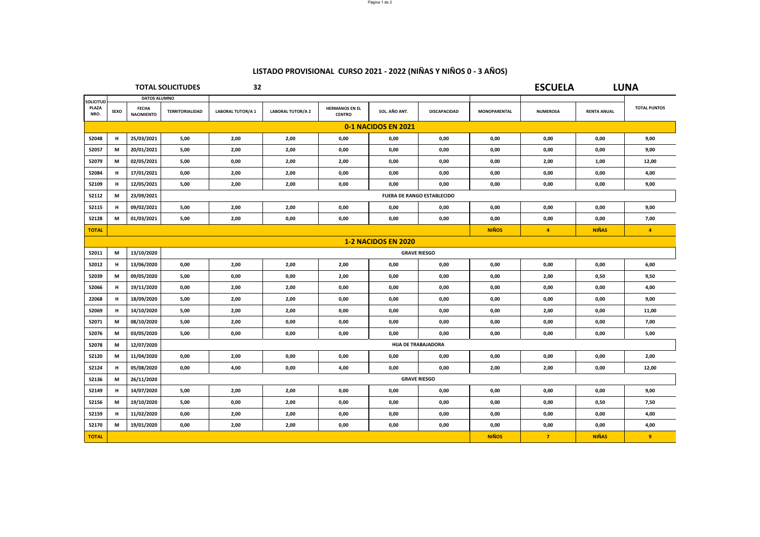# LISTADO PROVISIONAL CURSO 2021 - 2022 (NIÑAS Y NIÑOS 0 - 3 AÑOS)

**TOTAL SOLICITUDES** 32 | **ESCUELA** LUNA

| SOLICITUD PLAZA NRO. | DATOS ALUMNO | | | | | | | | | | | |
|---|---|---|---|---|---|---|---|---|---|---|---|---|
| | SEXO | FECHA NACIMIENTO | TERRITORIALIDAD | LABORAL TUTOR/A 1 | LABORAL TUTOR/A 2 | HERMANOS EN EL CENTRO | SOL. AÑO ANT. | DISCAPACIDAD | MONOPARENTAL | NUMEROSA | RENTA ANUAL | TOTAL PUNTOS |
| **0-1 NACIDOS EN 2021** | | | | | | | | | | | | |
| 52048 | H | 25/03/2021 | 5,00 | 2,00 | 2,00 | 0,00 | 0,00 | 0,00 | 0,00 | 0,00 | 0,00 | 9,00 |
| 52057 | M | 20/01/2021 | 5,00 | 2,00 | 2,00 | 0,00 | 0,00 | 0,00 | 0,00 | 0,00 | 0,00 | 9,00 |
| 52079 | M | 02/05/2021 | 5,00 | 0,00 | 2,00 | 2,00 | 0,00 | 0,00 | 0,00 | 2,00 | 1,00 | 12,00 |
| 52084 | H | 17/01/2021 | 0,00 | 2,00 | 2,00 | 0,00 | 0,00 | 0,00 | 0,00 | 0,00 | 0,00 | 4,00 |
| 52109 | H | 12/05/2021 | 5,00 | 2,00 | 2,00 | 0,00 | 0,00 | 0,00 | 0,00 | 0,00 | 0,00 | 9,00 |
| 52112 | M | 23/09/2021 | FUERA DE RANGO ESTABLECIDO | | | | | | | | | |
| 52115 | H | 09/02/2021 | 5,00 | 2,00 | 2,00 | 0,00 | 0,00 | 0,00 | 0,00 | 0,00 | 0,00 | 9,00 |
| 52128 | M | 01/03/2021 | 5,00 | 2,00 | 0,00 | 0,00 | 0,00 | 0,00 | 0,00 | 0,00 | 0,00 | 7,00 |
| **TOTAL** | | | | | | | | | **NIÑOS** | **4** | **NIÑAS** | **4** |
| **1-2 NACIDOS EN 2020** | | | | | | | | | | | | |
| 52011 | M | 13/10/2020 | GRAVE RIESGO | | | | | | | | | |
| 52012 | H | 13/06/2020 | 0,00 | 2,00 | 2,00 | 2,00 | 0,00 | 0,00 | 0,00 | 0,00 | 0,00 | 6,00 |
| 52039 | M | 09/05/2020 | 5,00 | 0,00 | 0,00 | 2,00 | 0,00 | 0,00 | 0,00 | 2,00 | 0,50 | 9,50 |
| 52066 | H | 19/11/2020 | 0,00 | 2,00 | 2,00 | 0,00 | 0,00 | 0,00 | 0,00 | 0,00 | 0,00 | 4,00 |
| 22068 | H | 18/09/2020 | 5,00 | 2,00 | 2,00 | 0,00 | 0,00 | 0,00 | 0,00 | 0,00 | 0,00 | 9,00 |
| 52069 | H | 14/10/2020 | 5,00 | 2,00 | 2,00 | 0,00 | 0,00 | 0,00 | 0,00 | 2,00 | 0,00 | 11,00 |
| 52071 | M | 08/10/2020 | 5,00 | 2,00 | 0,00 | 0,00 | 0,00 | 0,00 | 0,00 | 0,00 | 0,00 | 7,00 |
| 52076 | M | 03/05/2020 | 5,00 | 0,00 | 0,00 | 0,00 | 0,00 | 0,00 | 0,00 | 0,00 | 0,00 | 5,00 |
| 52078 | M | 12/07/2020 | HIJA DE TRABAJADORA | | | | | | | | | |
| 52120 | M | 11/04/2020 | 0,00 | 2,00 | 0,00 | 0,00 | 0,00 | 0,00 | 0,00 | 0,00 | 0,00 | 2,00 |
| 52124 | H | 05/08/2020 | 0,00 | 4,00 | 0,00 | 4,00 | 0,00 | 0,00 | 2,00 | 2,00 | 0,00 | 12,00 |
| 52136 | M | 26/11/2020 | GRAVE RIESGO | | | | | | | | | |
| 52149 | H | 14/07/2020 | 5,00 | 2,00 | 2,00 | 0,00 | 0,00 | 0,00 | 0,00 | 0,00 | 0,00 | 9,00 |
| 52156 | M | 19/10/2020 | 5,00 | 0,00 | 2,00 | 0,00 | 0,00 | 0,00 | 0,00 | 0,00 | 0,50 | 7,50 |
| 52159 | H | 11/02/2020 | 0,00 | 2,00 | 2,00 | 0,00 | 0,00 | 0,00 | 0,00 | 0,00 | 0,00 | 4,00 |
| 52170 | M | 19/01/2020 | 0,00 | 2,00 | 2,00 | 0,00 | 0,00 | 0,00 | 0,00 | 0,00 | 0,00 | 4,00 |
| **TOTAL** | | | | | | | | | **NIÑOS** | **7** | **NIÑAS** | **9** |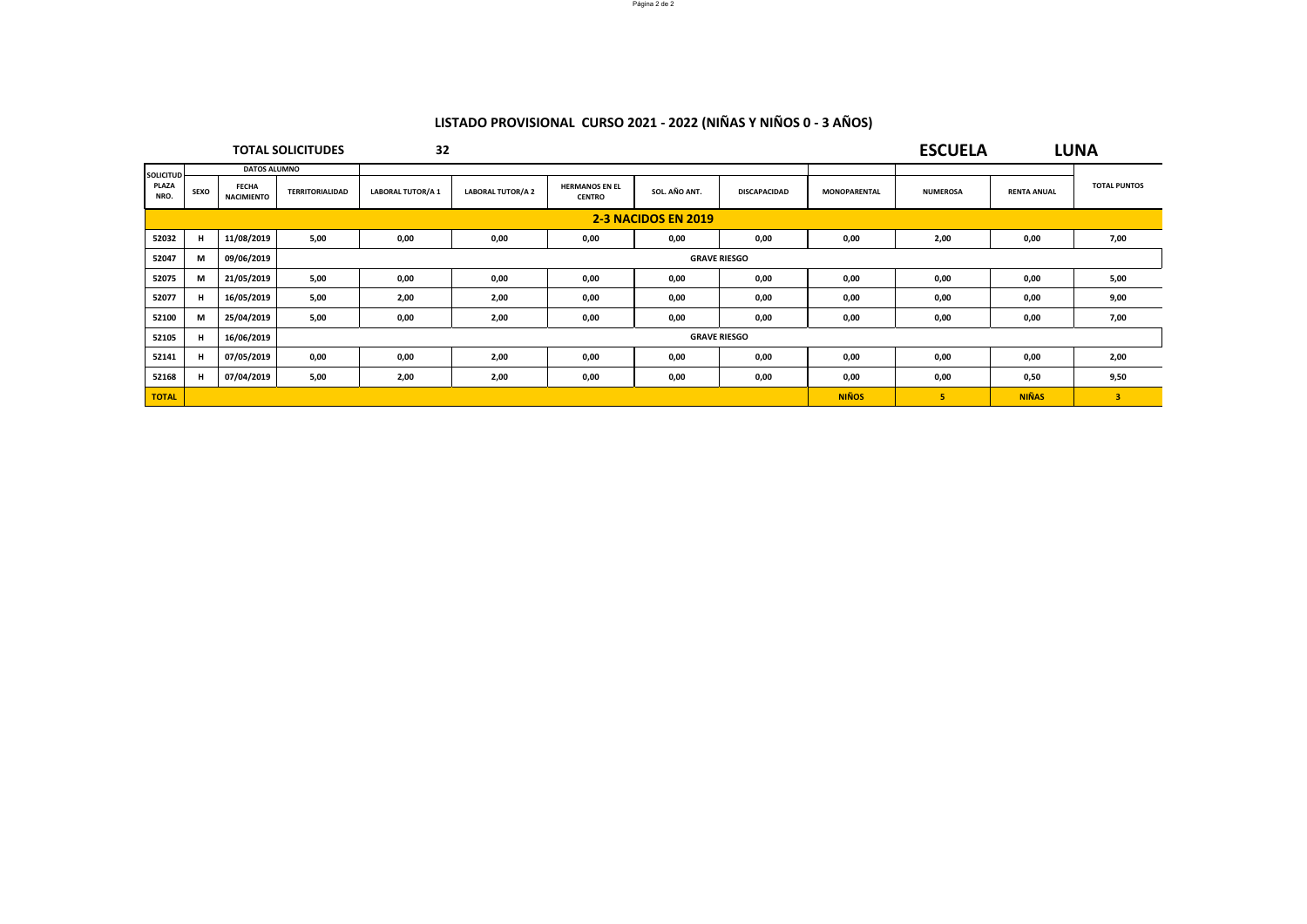## LISTADO PROVISIONAL CURSO 2021 - 2022 (NIÑAS Y NIÑOS 0 - 3 AÑOS)

**TOTAL SOLICITUDES** 32 **ESCUELA** **LUNA**

| SOLICITUD PLAZA NRO. | DATOS ALUMNO | | | | | | | | | | | |
|---|---|---|---|---|---|---|---|---|---|---|---|---|
| | SEXO | FECHA NACIMIENTO | TERRITORIALIDAD | LABORAL TUTOR/A 1 | LABORAL TUTOR/A 2 | HERMANOS EN EL CENTRO | SOL. AÑO ANT. | DISCAPACIDAD | MONOPARENTAL | NUMEROSA | RENTA ANUAL | TOTAL PUNTOS |
| **2-3 NACIDOS EN 2019** | | | | | | | | | | | | |
| 52032 | H | 11/08/2019 | 5,00 | 0,00 | 0,00 | 0,00 | 0,00 | 0,00 | 0,00 | 2,00 | 0,00 | 7,00 |
| 52047 | M | 09/06/2019 | GRAVE RIESGO | | | | | | | | | |
| 52075 | M | 21/05/2019 | 5,00 | 0,00 | 0,00 | 0,00 | 0,00 | 0,00 | 0,00 | 0,00 | 0,00 | 5,00 |
| 52077 | H | 16/05/2019 | 5,00 | 2,00 | 2,00 | 0,00 | 0,00 | 0,00 | 0,00 | 0,00 | 0,00 | 9,00 |
| 52100 | M | 25/04/2019 | 5,00 | 0,00 | 2,00 | 0,00 | 0,00 | 0,00 | 0,00 | 0,00 | 0,00 | 7,00 |
| 52105 | H | 16/06/2019 | GRAVE RIESGO | | | | | | | | | |
| 52141 | H | 07/05/2019 | 0,00 | 0,00 | 2,00 | 0,00 | 0,00 | 0,00 | 0,00 | 0,00 | 0,00 | 2,00 |
| 52168 | H | 07/04/2019 | 5,00 | 2,00 | 2,00 | 0,00 | 0,00 | 0,00 | 0,00 | 0,00 | 0,50 | 9,50 |
| **TOTAL** | | | | | | | | | **NIÑOS** | 5 | **NIÑAS** | 3 |